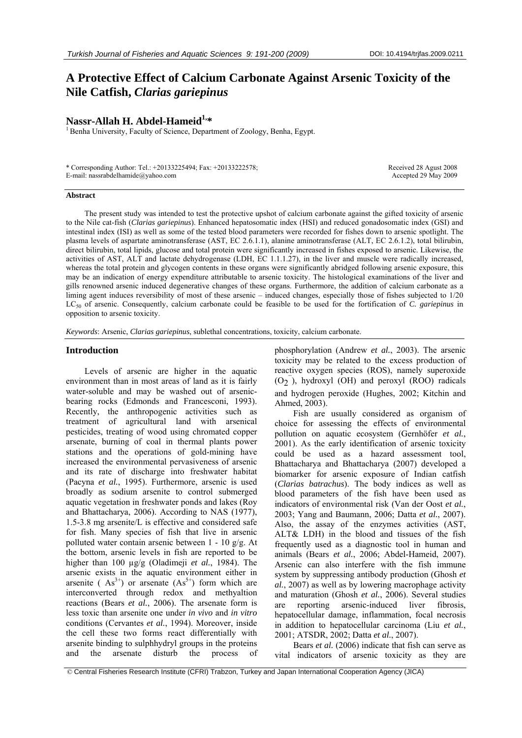# A Protective Effect of Calcium Carbonate Against Arsenic Toxicity of the Nile Catfish, *Clarias gariepinus*

## Nassr-Allah H. Abdel-Hameid[1,*]

[1] Benha University, Faculty of Science, Department of Zoology, Benha, Egypt.

\* Corresponding Author: Tel.: +20133225494; Fax: +20133222578; E-mail: nassrabdelhamide@yahoo.com

Received 28 Agust 2008
Accepted 29 May 2009

### Abstract

The present study was intended to test the protective upshot of calcium carbonate against the gifted toxicity of arsenic to the Nile cat-fish (*Clarias gariepinus*). Enhanced hepatosomatic index (HSI) and reduced gonadosomatic index (GSI) and intestinal index (ISI) as well as some of the tested blood parameters were recorded for fishes down to arsenic spotlight. The plasma levels of aspartate aminotransferase (AST, EC 2.6.1.1), alanine aminotransferase (ALT, EC 2.6.1.2), total bilirubin, direct bilirubin, total lipids, glucose and total protein were significantly increased in fishes exposed to arsenic. Likewise, the activities of AST, ALT and lactate dehydrogenase (LDH, EC 1.1.1.27), in the liver and muscle were radically increased, whereas the total protein and glycogen contents in these organs were significantly abridged following arsenic exposure, this may be an indication of energy expenditure attributable to arsenic toxicity. The histological examinations of the liver and gills renowned arsenic induced degenerative changes of these organs. Furthermore, the addition of calcium carbonate as a liming agent induces reversibility of most of these arsenic – induced changes, especially those of fishes subjected to 1/20 $LC_{50}$ of arsenic. Consequently, calcium carbonate could be feasible to be used for the fortification of *C. gariepinus* in opposition to arsenic toxicity.

*Keywords*: Arsenic, *Clarias gariepinus*, sublethal concentrations, toxicity, calcium carbonate.

## Introduction

Levels of arsenic are higher in the aquatic environment than in most areas of land as it is fairly water-soluble and may be washed out of arsenic-bearing rocks (Edmonds and Francesconi, 1993). Recently, the anthropogenic activities such as treatment of agricultural land with arsenical pesticides, treating of wood using chromated copper arsenate, burning of coal in thermal plants power stations and the operations of gold-mining have increased the environmental pervasiveness of arsenic and its rate of discharge into freshwater habitat (Pacyna *et al.*, 1995). Furthermore, arsenic is used broadly as sodium arsenite to control submerged aquatic vegetation in freshwater ponds and lakes (Roy and Bhattacharya, 2006). According to NAS (1977), 1.5-3.8 mg arsenite/L is effective and considered safe for fish. Many species of fish that live in arsenic polluted water contain arsenic between 1 - 10 g/g. At the bottom, arsenic levels in fish are reported to be higher than 100 µg/g (Oladimeji *et al.*, 1984). The arsenic exists in the aquatic environment either in arsenite ( $As^{3+}$) or arsenate ($As^{5+}$) form which are interconverted through redox and methyaltion reactions (Bears *et al.*, 2006). The arsenate form is less toxic than arsenite one under *in vivo* and *in vitro* conditions (Cervantes *et al.*, 1994). Moreover, inside the cell these two forms react differentially with arsenite binding to sulphhydryl groups in the proteins and the arsenate disturb the process of phosphorylation (Andrew *et al.*, 2003). The arsenic toxicity may be related to the excess production of reactive oxygen species (ROS), namely superoxide ($O_2^-$), hydroxyl (OH) and peroxyl (ROO) radicals and hydrogen peroxide (Hughes, 2002; Kitchin and Ahmed, 2003).

Fish are usually considered as organism of choice for assessing the effects of environmental pollution on aquatic ecosystem (Gernhöfer *et al.*, 2001). As the early identification of arsenic toxicity could be used as a hazard assessment tool, Bhattacharya and Bhattacharya (2007) developed a biomarker for arsenic exposure of Indian catfish (*Clarias batrachus*). The body indices as well as blood parameters of the fish have been used as indicators of environmental risk (Van der Oost *et al.*, 2003; Yang and Baumann, 2006; Datta *et al.*, 2007). Also, the assay of the enzymes activities (AST, ALT& LDH) in the blood and tissues of the fish frequently used as a diagnostic tool in human and animals (Bears *et al.*, 2006; Abdel-Hameid, 2007). Arsenic can also interfere with the fish immune system by suppressing antibody production (Ghosh *et al.*, 2007) as well as by lowering macrophage activity and maturation (Ghosh *et al.*, 2006). Several studies are reporting arsenic-induced liver fibrosis, hepatocellular damage, inflammation, focal necrosis in addition to hepatocellular carcinoma (Liu *et al.*, 2001; ATSDR, 2002; Datta *et al.*, 2007).

Bears *et al.* (2006) indicate that fish can serve as vital indicators of arsenic toxicity as they are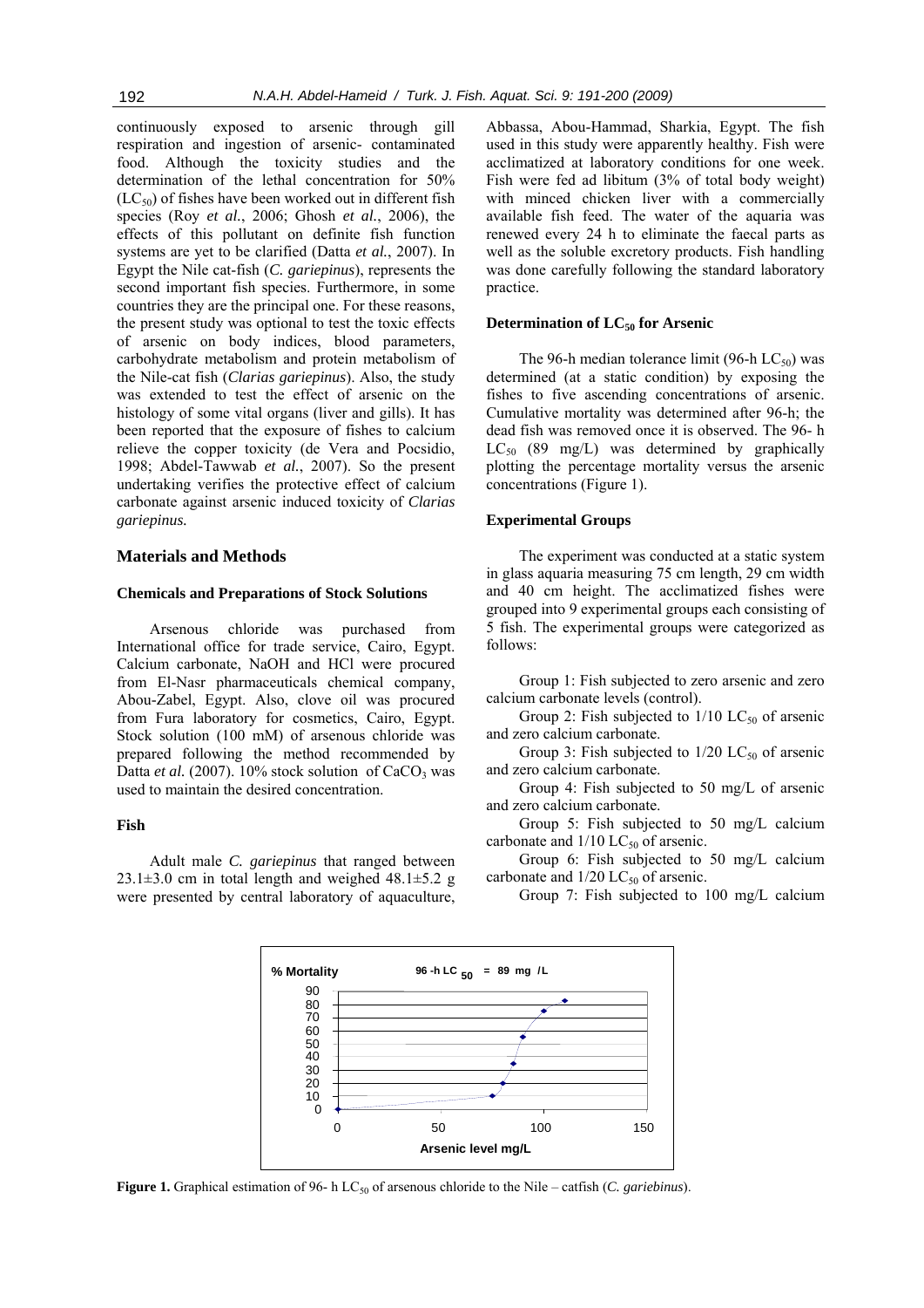continuously exposed to arsenic through gill respiration and ingestion of arsenic- contaminated food. Although the toxicity studies and the determination of the lethal concentration for 50% ($LC_{50}$) of fishes have been worked out in different fish species (Roy *et al.*, 2006; Ghosh *et al.*, 2006), the effects of this pollutant on definite fish function systems are yet to be clarified (Datta *et al.*, 2007). In Egypt the Nile cat-fish (*C. gariepinus*), represents the second important fish species. Furthermore, in some countries they are the principal one. For these reasons, the present study was optional to test the toxic effects of arsenic on body indices, blood parameters, carbohydrate metabolism and protein metabolism of the Nile-cat fish (*Clarias gariepinus*). Also, the study was extended to test the effect of arsenic on the histology of some vital organs (liver and gills). It has been reported that the exposure of fishes to calcium relieve the copper toxicity (de Vera and Pocsidio, 1998; Abdel-Tawwab *et al.*, 2007). So the present undertaking verifies the protective effect of calcium carbonate against arsenic induced toxicity of *Clarias gariepinus.*

## Materials and Methods

### Chemicals and Preparations of Stock Solutions

Arsenous chloride was purchased from International office for trade service, Cairo, Egypt. Calcium carbonate, NaOH and HCl were procured from El-Nasr pharmaceuticals chemical company, Abou-Zabel, Egypt. Also, clove oil was procured from Fura laboratory for cosmetics, Cairo, Egypt. Stock solution (100 mM) of arsenous chloride was prepared following the method recommended by Datta *et al.* (2007). 10% stock solution of $CaCO_3$ was used to maintain the desired concentration.

### Fish

Adult male *C. gariepinus* that ranged between 23.1±3.0 cm in total length and weighed 48.1±5.2 g were presented by central laboratory of aquaculture, Abbassa, Abou-Hammad, Sharkia, Egypt. The fish used in this study were apparently healthy. Fish were acclimatized at laboratory conditions for one week. Fish were fed ad libitum (3% of total body weight) with minced chicken liver with a commercially available fish feed. The water of the aquaria was renewed every 24 h to eliminate the faecal parts as well as the soluble excretory products. Fish handling was done carefully following the standard laboratory practice.

### Determination of $LC_{50}$ for Arsenic

The 96-h median tolerance limit (96-h $LC_{50}$) was determined (at a static condition) by exposing the fishes to five ascending concentrations of arsenic. Cumulative mortality was determined after 96-h; the dead fish was removed once it is observed. The 96- h $LC_{50}$ (89 mg/L) was determined by graphically plotting the percentage mortality versus the arsenic concentrations (Figure 1).

### Experimental Groups

The experiment was conducted at a static system in glass aquaria measuring 75 cm length, 29 cm width and 40 cm height. The acclimatized fishes were grouped into 9 experimental groups each consisting of 5 fish. The experimental groups were categorized as follows:

Group 1: Fish subjected to zero arsenic and zero calcium carbonate levels (control).

Group 2: Fish subjected to 1/10 $LC_{50}$ of arsenic and zero calcium carbonate.

Group 3: Fish subjected to 1/20 $LC_{50}$ of arsenic and zero calcium carbonate.

Group 4: Fish subjected to 50 mg/L of arsenic and zero calcium carbonate.

Group 5: Fish subjected to 50 mg/L calcium carbonate and 1/10 $LC_{50}$ of arsenic.

Group 6: Fish subjected to 50 mg/L calcium carbonate and 1/20 $LC_{50}$ of arsenic.

Group 7: Fish subjected to 100 mg/L calcium

**Figure 1.** Graphical estimation of 96- h $LC_{50}$ of arsenous chloride to the Nile – catfish (*C. gariebinus*).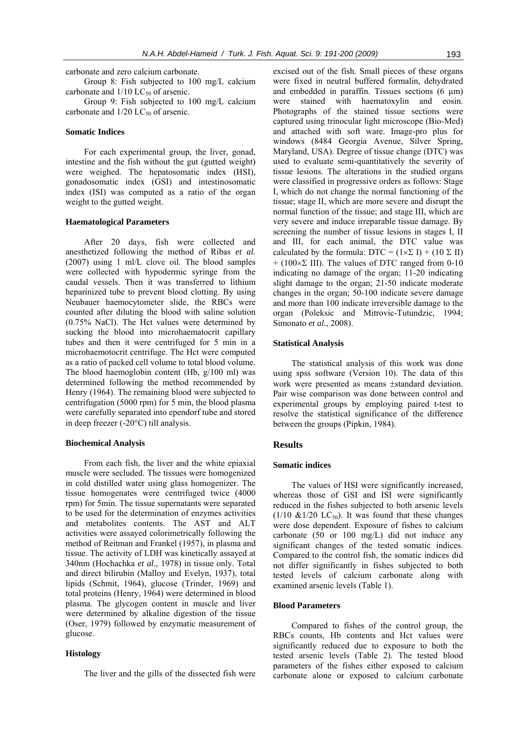carbonate and zero calcium carbonate.

Group 8: Fish subjected to 100 mg/L calcium carbonate and 1/10 $LC_{50}$ of arsenic.

Group 9: Fish subjected to 100 mg/L calcium carbonate and 1/20 $LC_{50}$ of arsenic.

### Somatic Indices

For each experimental group, the liver, gonad, intestine and the fish without the gut (gutted weight) were weighed. The hepatosomatic index (HSI), gonadosomatic index (GSI) and intestinosomatic index (ISI) was computed as a ratio of the organ weight to the gutted weight.

### Haematological Parameters

After 20 days, fish were collected and anesthetized following the method of Ribas *et al.* (2007) using 1 ml/L clove oil. The blood samples were collected with hypodermic syringe from the caudal vessels. Then it was transferred to lithium heparinized tube to prevent blood clotting. By using Neubauer haemocytometer slide, the RBCs were counted after diluting the blood with saline solution (0.75% NaCl). The Hct values were determined by sucking the blood into microhaematocrit capillary tubes and then it were centrifuged for 5 min in a microhaemotocrit centrifuge. The Hct were computed as a ratio of packed cell volume to total blood volume. The blood haemoglobin content (Hb, g/100 ml) was determined following the method recommended by Henry (1964). The remaining blood were subjected to centrifugation (5000 rpm) for 5 min, the blood plasma were carefully separated into ependorf tube and stored in deep freezer (-20°C) till analysis.

### Biochemical Analysis

From each fish, the liver and the white epiaxial muscle were secluded. The tissues were homogenized in cold distilled water using glass homogenizer. The tissue homogenates were centrifuged twice (4000 rpm) for 5min. The tissue supernatants were separated to be used for the determination of enzymes activities and metabolites contents. The AST and ALT activities were assayed colorimetrically following the method of Reitman and Frankel (1957), in plasma and tissue. The activity of LDH was kinetically assayed at 340nm (Hochachka *et al.*, 1978) in tissue only. Total and direct bilirubin (Malloy and Evelyn, 1937), total lipids (Schmit, 1964), glucose (Trinder, 1969) and total proteins (Henry, 1964) were determined in blood plasma. The glycogen content in muscle and liver were determined by alkaline digestion of the tissue (Oser, 1979) followed by enzymatic measurement of glucose.

### Histology

The liver and the gills of the dissected fish were excised out of the fish. Small pieces of these organs were fixed in neutral buffered formalin, dehydrated and embedded in paraffin. Tissues sections (6 µm) were stained with haematoxylin and eosin. Photographs of the stained tissue sections were captured using trinocular light microscope (Bio-Med) and attached with soft ware. Image-pro plus for windows (8484 Georgia Avenue, Silver Spring, Maryland, USA). Degree of tissue change (DTC) was used to evaluate semi-quantitatively the severity of tissue lesions. The alterations in the studied organs were classified in progressive orders as follows: Stage I, which do not change the normal functioning of the tissue; stage II, which are more severe and disrupt the normal function of the tissue; and stage III, which are very severe and induce irreparable tissue damage. By screening the number of tissue lesions in stages I, II and III, for each animal, the DTC value was calculated by the formula: $DTC = (1\times\Sigma\ I) + (10\ \Sigma\ II) + (100\times\Sigma\ III)$. The values of DTC ranged from 0-10 indicating no damage of the organ; 11-20 indicating slight damage to the organ; 21-50 indicate moderate changes in the organ; 50-100 indicate severe damage and more than 100 indicate irreversible damage to the organ (Poleksic and Mitrovic-Tutundzic, 1994; Simonato *et al.*, 2008).

### Statistical Analysis

The statistical analysis of this work was done using spss software (Version 10). The data of this work were presented as means ±standard deviation. Pair wise comparison was done between control and experimental groups by employing paired t-test to resolve the statistical significance of the difference between the groups (Pipkin, 1984).

## Results

### Somatic indices

The values of HSI were significantly increased, whereas those of GSI and ISI were significantly reduced in the fishes subjected to both arsenic levels (1/10 &1/20 $LC_{50}$). It was found that these changes were dose dependent. Exposure of fishes to calcium carbonate (50 or 100 mg/L) did not induce any significant changes of the tested somatic indices. Compared to the control fish, the somatic indices did not differ significantly in fishes subjected to both tested levels of calcium carbonate along with examined arsenic levels (Table 1).

### Blood Parameters

Compared to fishes of the control group, the RBCs counts, Hb contents and Hct values were significantly reduced due to exposure to both the tested arsenic levels (Table 2). The tested blood parameters of the fishes either exposed to calcium carbonate alone or exposed to calcium carbonate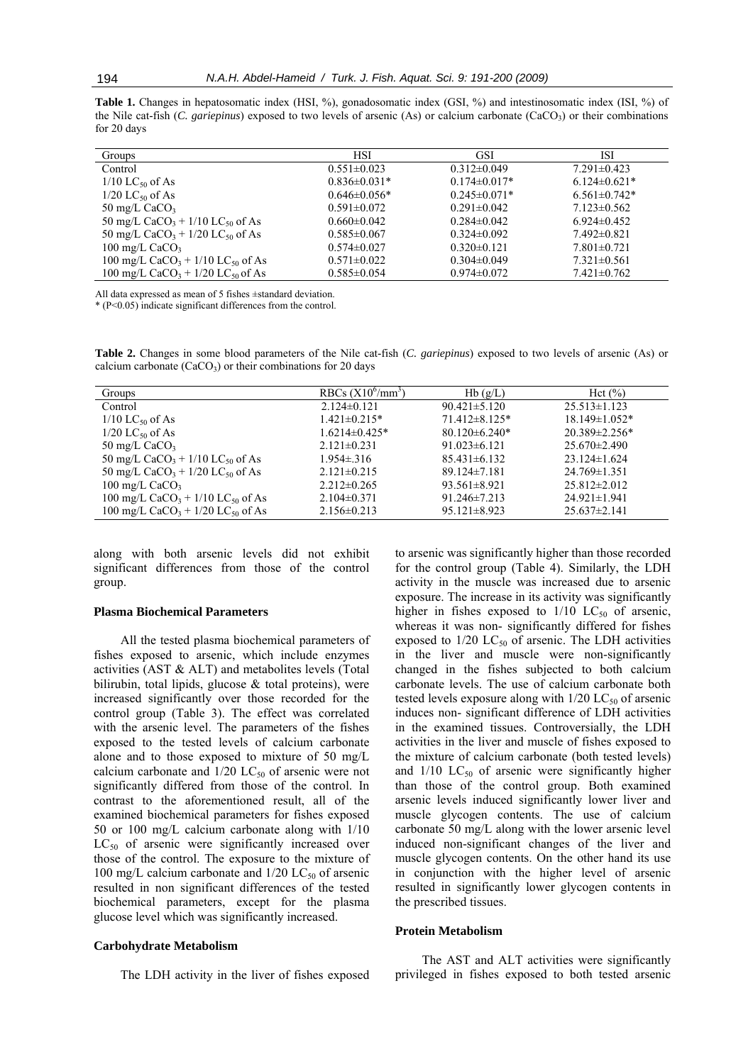**Table 1.** Changes in hepatosomatic index (HSI, %), gonadosomatic index (GSI, %) and intestinosomatic index (ISI, %) of the Nile cat-fish (*C. gariepinus*) exposed to two levels of arsenic (As) or calcium carbonate ($CaCO_3$) or their combinations for 20 days

| Groups | HSI | GSI | ISI |
|---|---|---|---|
| Control | 0.551±0.023 | 0.312±0.049 | 7.291±0.423 |
| 1/10 $LC_{50}$ of As | 0.836±0.031* | 0.174±0.017* | 6.124±0.621* |
| 1/20 $LC_{50}$ of As | 0.646±0.056* | 0.245±0.071* | 6.561±0.742* |
| 50 mg/L $CaCO_3$ | 0.591±0.072 | 0.291±0.042 | 7.123±0.562 |
| 50 mg/L $CaCO_3$ + 1/10 $LC_{50}$ of As | 0.660±0.042 | 0.284±0.042 | 6.924±0.452 |
| 50 mg/L $CaCO_3$ + 1/20 $LC_{50}$ of As | 0.585±0.067 | 0.324±0.092 | 7.492±0.821 |
| 100 mg/L $CaCO_3$ | 0.574±0.027 | 0.320±0.121 | 7.801±0.721 |
| 100 mg/L $CaCO_3$ + 1/10 $LC_{50}$ of As | 0.571±0.022 | 0.304±0.049 | 7.321±0.561 |
| 100 mg/L $CaCO_3$ + 1/20 $LC_{50}$ of As | 0.585±0.054 | 0.974±0.072 | 7.421±0.762 |

All data expressed as mean of 5 fishes ±standard deviation.
* ($P<0.05$) indicate significant differences from the control.

**Table 2.** Changes in some blood parameters of the Nile cat-fish (*C. gariepinus*) exposed to two levels of arsenic (As) or calcium carbonate ($CaCO_3$) or their combinations for 20 days

| Groups | RBCs ($X10^6/mm^3$) | Hb (g/L) | Hct (%) |
|---|---|---|---|
| Control | 2.124±0.121 | 90.421±5.120 | 25.513±1.123 |
| 1/10 $LC_{50}$ of As | 1.421±0.215* | 71.412±8.125* | 18.149±1.052* |
| 1/20 $LC_{50}$ of As | 1.6214±0.425* | 80.120±6.240* | 20.389±2.256* |
| 50 mg/L $CaCO_3$ | 2.121±0.231 | 91.023±6.121 | 25.670±2.490 |
| 50 mg/L $CaCO_3$ + 1/10 $LC_{50}$ of As | 1.954±.316 | 85.431±6.132 | 23.124±1.624 |
| 50 mg/L $CaCO_3$ + 1/20 $LC_{50}$ of As | 2.121±0.215 | 89.124±7.181 | 24.769±1.351 |
| 100 mg/L $CaCO_3$ | 2.212±0.265 | 93.561±8.921 | 25.812±2.012 |
| 100 mg/L $CaCO_3$ + 1/10 $LC_{50}$ of As | 2.104±0.371 | 91.246±7.213 | 24.921±1.941 |
| 100 mg/L $CaCO_3$ + 1/20 $LC_{50}$ of As | 2.156±0.213 | 95.121±8.923 | 25.637±2.141 |

along with both arsenic levels did not exhibit significant differences from those of the control group.

### Plasma Biochemical Parameters

All the tested plasma biochemical parameters of fishes exposed to arsenic, which include enzymes activities (AST & ALT) and metabolites levels (Total bilirubin, total lipids, glucose & total proteins), were increased significantly over those recorded for the control group (Table 3). The effect was correlated with the arsenic level. The parameters of the fishes exposed to the tested levels of calcium carbonate alone and to those exposed to mixture of 50 mg/L calcium carbonate and 1/20 $LC_{50}$ of arsenic were not significantly differed from those of the control. In contrast to the aforementioned result, all of the examined biochemical parameters for fishes exposed 50 or 100 mg/L calcium carbonate along with 1/10 $LC_{50}$ of arsenic were significantly increased over those of the control. The exposure to the mixture of 100 mg/L calcium carbonate and 1/20 $LC_{50}$ of arsenic resulted in non significant differences of the tested biochemical parameters, except for the plasma glucose level which was significantly increased.

### Carbohydrate Metabolism

The LDH activity in the liver of fishes exposed to arsenic was significantly higher than those recorded for the control group (Table 4). Similarly, the LDH activity in the muscle was increased due to arsenic exposure. The increase in its activity was significantly higher in fishes exposed to 1/10 $LC_{50}$ of arsenic, whereas it was non- significantly differed for fishes exposed to 1/20 $LC_{50}$ of arsenic. The LDH activities in the liver and muscle were non-significantly changed in the fishes subjected to both calcium carbonate levels. The use of calcium carbonate both tested levels exposure along with 1/20 $LC_{50}$ of arsenic induces non- significant difference of LDH activities in the examined tissues. Controversially, the LDH activities in the liver and muscle of fishes exposed to the mixture of calcium carbonate (both tested levels) and 1/10 $LC_{50}$ of arsenic were significantly higher than those of the control group. Both examined arsenic levels induced significantly lower liver and muscle glycogen contents. The use of calcium carbonate 50 mg/L along with the lower arsenic level induced non-significant changes of the liver and muscle glycogen contents. On the other hand its use in conjunction with the higher level of arsenic resulted in significantly lower glycogen contents in the prescribed tissues.

### Protein Metabolism

The AST and ALT activities were significantly privileged in fishes exposed to both tested arsenic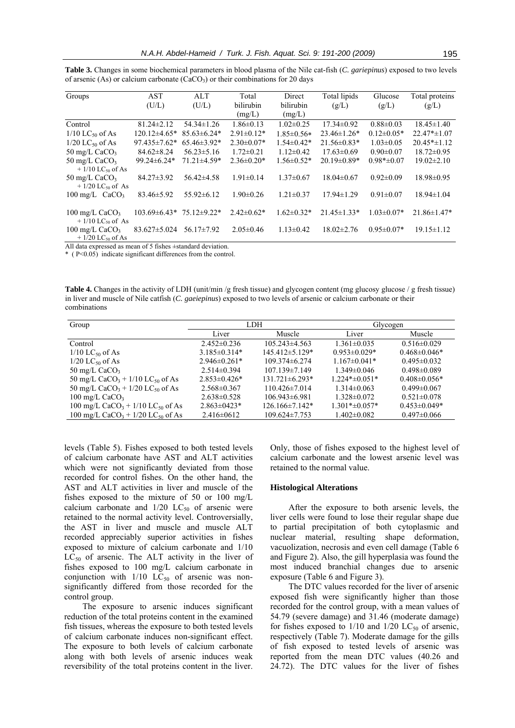**Table 3.** Changes in some biochemical parameters in blood plasma of the Nile cat-fish (*C. gariepinus*) exposed to two levels of arsenic (As) or calcium carbonate ($CaCO_3$) or their combinations for 20 days

| Groups | AST (U/L) | ALT (U/L) | Total bilirubin (mg/L) | Direct bilirubin (mg/L) | Total lipids (g/L) | Glucose (g/L) | Total proteins (g/L) |
|---|---|---|---|---|---|---|---|
| Control | 81.24±2.12 | 54.34±1.26 | 1.86±0.13 | 1.02±0.25 | 17.34±0.92 | 0.88±0.03 | 18.45±1.40 |
| 1/10 $LC_{50}$ of As | 120.12±4.65* | 85.63±6.24* | 2.91±0.12* | 1.85±0.56* | 23.46±1.26* | 0.12±0.05* | 22.47*±1.07 |
| 1/20 $LC_{50}$ of As | 97.435±7.62* | 65.46±3.92* | 2.30±0.07* | 1.54±0.42* | 21.56±0.83* | 1.03±0.05 | 20.45*±1.12 |
| 50 mg/L $CaCO_3$ | 84.62±8.24 | 56.23±5.16 | 1.72±0.21 | 1.12±0.42 | 17.63±0.69 | 0.90±0.07 | 18.72±0.95 |
| 50 mg/L $CaCO_3$ + 1/10 $LC_{50}$ of As | 99.24±6.24* | 71.21±4.59* | 2.36±0.20* | 1.56±0.52* | 20.19±0.89* | 0.98*±0.07 | 19.02±2.10 |
| 50 mg/L $CaCO_3$ + 1/20 $LC_{50}$ of As | 84.27±3.92 | 56.42±4.58 | 1.91±0.14 | 1.37±0.67 | 18.04±0.67 | 0.92±0.09 | 18.98±0.95 |
| 100 mg/L $CaCO_3$ | 83.46±5.92 | 55.92±6.12 | 1.90±0.26 | 1.21±0.37 | 17.94±1.29 | 0.91±0.07 | 18.94±1.04 |
| 100 mg/L $CaCO_3$ + 1/10 $LC_{50}$ of As | 103.69±6.43* | 75.12±9.22* | 2.42±0.62* | 1.62±0.32* | 21.45±1.33* | 1.03±0.07* | 21.86±1.47* |
| 100 mg/L $CaCO_3$ + 1/20 $LC_{50}$ of As | 83.627±5.024 | 56.17±7.92 | 2.05±0.46 | 1.13±0.42 | 18.02±2.76 | 0.95±0.07* | 19.15±1.12 |

All data expressed as mean of 5 fishes ±standard deviation.
* ( P<0.05) indicate significant differences from the control.

**Table 4.** Changes in the activity of LDH (unit/min /g fresh tissue) and glycogen content (mg glucosy glucose / g fresh tissue) in liver and muscle of Nile catfish (*C. gaeiepinus*) exposed to two levels of arsenic or calcium carbonate or their combinations

| Group | LDH | | Glycogen | |
|---|---|---|---|---|
| | Liver | Muscle | Liver | Muscle |
| Control | 2.452±0.236 | 105.243±4.563 | 1.361±0.035 | 0.516±0.029 |
| 1/10 $LC_{50}$ of As | 3.185±0.314* | 145.412±5.129* | 0.953±0.029* | 0.468±0.046* |
| 1/20 $LC_{50}$ of As | 2.946±0.261* | 109.374±6.274 | 1.167±0.041* | 0.495±0.032 |
| 50 mg/L $CaCO_3$ | 2.514±0.394 | 107.139±7.149 | 1.349±0.046 | 0.498±0.089 |
| 50 mg/L $CaCO_3$ + 1/10 $LC_{50}$ of As | 2.853±0.426* | 131.721±6.293* | 1.224*±0.051* | 0.408±0.056* |
| 50 mg/L $CaCO_3$ + 1/20 $LC_{50}$ of As | 2.568±0.367 | 110.426±7.014 | 1.314±0.063 | 0.499±0.067 |
| 100 mg/L $CaCO_3$ | 2.638±0.528 | 106.943±6.981 | 1.328±0.072 | 0.521±0.078 |
| 100 mg/L $CaCO_3$ + 1/10 $LC_{50}$ of As | 2.863±0423* | 126.166±7.142* | 1.301*±0.057* | 0.453±0.049* |
| 100 mg/L $CaCO_3$ + 1/20 $LC_{50}$ of As | 2.416±0612 | 109.624±7.753 | 1.402±0.082 | 0.497±0.066 |

levels (Table 5). Fishes exposed to both tested levels of calcium carbonate have AST and ALT activities which were not significantly deviated from those recorded for control fishes. On the other hand, the AST and ALT activities in liver and muscle of the fishes exposed to the mixture of 50 or 100 mg/L calcium carbonate and 1/20 $LC_{50}$ of arsenic were retained to the normal activity level. Controversially, the AST in liver and muscle and muscle ALT recorded appreciably superior activities in fishes exposed to mixture of calcium carbonate and 1/10 $LC_{50}$ of arsenic. The ALT activity in the liver of fishes exposed to 100 mg/L calcium carbonate in conjunction with 1/10 $LC_{50}$ of arsenic was non-significantly differed from those recorded for the control group.

The exposure to arsenic induces significant reduction of the total proteins content in the examined fish tissues, whereas the exposure to both tested levels of calcium carbonate induces non-significant effect. The exposure to both levels of calcium carbonate along with both levels of arsenic induces weak reversibility of the total proteins content in the liver. Only, those of fishes exposed to the highest level of calcium carbonate and the lowest arsenic level was retained to the normal value.

### Histological Alterations

After the exposure to both arsenic levels, the liver cells were found to lose their regular shape due to partial precipitation of both cytoplasmic and nuclear material, resulting shape deformation, vacuolization, necrosis and even cell damage (Table 6 and Figure 2). Also, the gill hyperplasia was found the most induced branchial changes due to arsenic exposure (Table 6 and Figure 3).

The DTC values recorded for the liver of arsenic exposed fish were significantly higher than those recorded for the control group, with a mean values of 54.79 (severe damage) and 31.46 (moderate damage) for fishes exposed to 1/10 and 1/20 $LC_{50}$ of arsenic, respectively (Table 7). Moderate damage for the gills of fish exposed to tested levels of arsenic was reported from the mean DTC values (40.26 and 24.72). The DTC values for the liver of fishes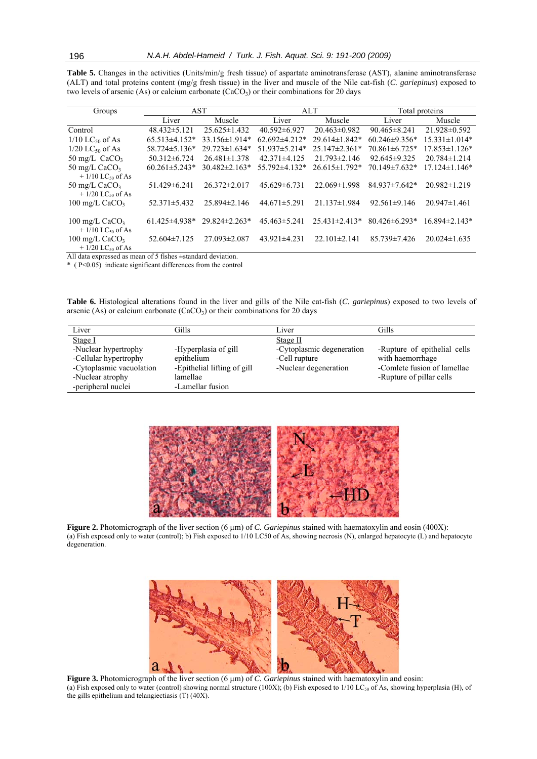**Table 5.** Changes in the activities (Units/min/g fresh tissue) of aspartate aminotransferase (AST), alanine aminotransferase (ALT) and total proteins content (mg/g fresh tissue) in the liver and muscle of the Nile cat-fish (*C. gariepinus*) exposed to two levels of arsenic (As) or calcium carbonate ($CaCO_3$) or their combinations for 20 days

| Groups | AST | | ALT | | Total proteins | |
|---|---|---|---|---|---|---|
| | Liver | Muscle | Liver | Muscle | Liver | Muscle |
| Control | 48.432±5.121 | 25.625±1.432 | 40.592±6.927 | 20.463±0.982 | 90.465±8.241 | 21.928±0.592 |
| 1/10 $LC_{50}$ of As | 65.513±4.152* | 33.156±1.914* | 62.692±4.212* | 29.614±1.842* | 60.246±9.356* | 15.331±1.014* |
| 1/20 $LC_{50}$ of As | 58.724±5.136* | 29.723±1.634* | 51.937±5.214* | 25.147±2.361* | 70.861±6.725* | 17.853±1.126* |
| 50 mg/L $CaCO_3$ | 50.312±6.724 | 26.481±1.378 | 42.371±4.125 | 21.793±2.146 | 92.645±9.325 | 20.784±1.214 |
| 50 mg/L $CaCO_3$ + 1/10 $LC_{50}$ of As | 60.261±5.243* | 30.482±2.163* | 55.792±4.132* | 26.615±1.792* | 70.149±7.632* | 17.124±1.146* |
| 50 mg/L $CaCO_3$ + 1/20 $LC_{50}$ of As | 51.429±6.241 | 26.372±2.017 | 45.629±6.731 | 22.069±1.998 | 84.937±7.642* | 20.982±1.219 |
| 100 mg/L $CaCO_3$ | 52.371±5.432 | 25.894±2.146 | 44.671±5.291 | 21.137±1.984 | 92.561±9.146 | 20.947±1.461 |
| 100 mg/L $CaCO_3$ + 1/10 $LC_{50}$ of As | 61.425±4.938* | 29.824±2.263* | 45.463±5.241 | 25.431±2.413* | 80.426±6.293* | 16.894±2.143* |
| 100 mg/L $CaCO_3$ + 1/20 $LC_{50}$ of As | 52.604±7.125 | 27.093±2.087 | 43.921±4.231 | 22.101±2.141 | 85.739±7.426 | 20.024±1.635 |

All data expressed as mean of 5 fishes ±standard deviation.
* ($P<0.05$) indicate significant differences from the control

**Table 6.** Histological alterations found in the liver and gills of the Nile cat-fish (*C. gariepinus*) exposed to two levels of arsenic (As) or calcium carbonate ($CaCO_3$) or their combinations for 20 days

| Liver | Gills | Liver | Gills |
|---|---|---|---|
| Stage I | | Stage II | |
| -Nuclear hypertrophy<br>-Cellular hypertrophy<br>-Cytoplasmic vacuolation<br>-Nuclear atrophy<br>-peripheral nuclei | -Hyperplasia of gill epithelium<br>-Epithelial lifting of gill lamellae<br>-Lamellar fusion | -Cytoplasmic degeneration<br>-Cell rupture<br>-Nuclear degeneration | -Rupture of epithelial cells with haemorrhage<br>-Comlete fusion of lamellae<br>-Rupture of pillar cells |

**Figure 2.** Photomicrograph of the liver section (6 µm) of *C. Gariepinus* stained with haematoxylin and eosin (400X): (a) Fish exposed only to water (control); b) Fish exposed to 1/10 LC50 of As, showing necrosis (N), enlarged hepatocyte (L) and hepatocyte degeneration.

**Figure 3.** Photomicrograph of the liver section (6 µm) of *C. Gariepinus* stained with haematoxylin and eosin: (a) Fish exposed only to water (control) showing normal structure (100X); (b) Fish exposed to 1/10 $LC_{50}$ of As, showing hyperplasia (H), of the gills epithelium and telangiectiasis (T) (40X).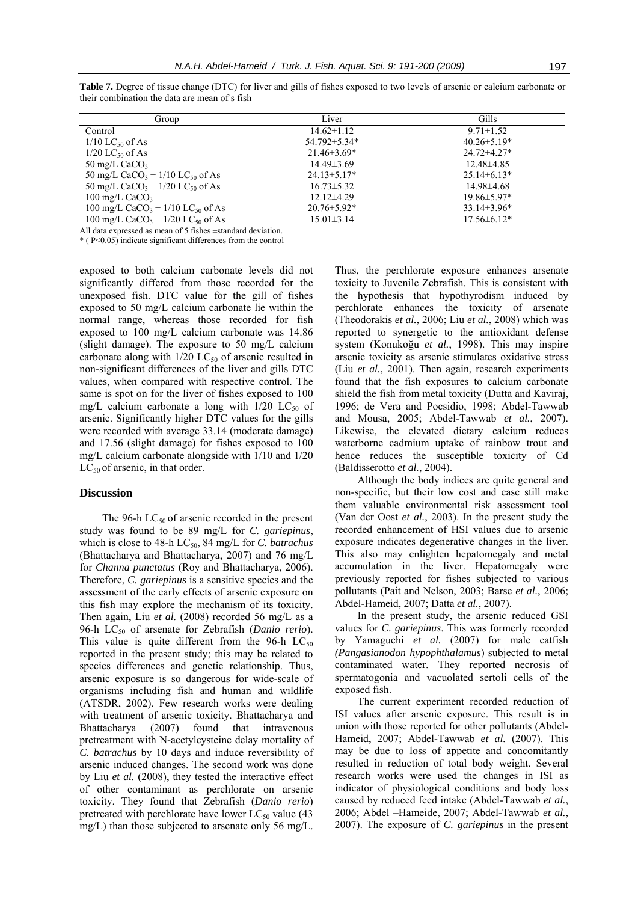**Table 7.** Degree of tissue change (DTC) for liver and gills of fishes exposed to two levels of arsenic or calcium carbonate or their combination the data are mean of s fish

| Group | Liver | Gills |
|---|---|---|
| Control | 14.62±1.12 | 9.71±1.52 |
| 1/10 $LC_{50}$ of As | 54.792±5.34* | 40.26±5.19* |
| 1/20 $LC_{50}$ of As | 21.46±3.69* | 24.72±4.27* |
| 50 mg/L $CaCO_3$ | 14.49±3.69 | 12.48±4.85 |
| 50 mg/L $CaCO_3$ + 1/10 $LC_{50}$ of As | 24.13±5.17* | 25.14±6.13* |
| 50 mg/L $CaCO_3$ + 1/20 $LC_{50}$ of As | 16.73±5.32 | 14.98±4.68 |
| 100 mg/L $CaCO_3$ | 12.12±4.29 | 19.86±5.97* |
| 100 mg/L $CaCO_3$ + 1/10 $LC_{50}$ of As | 20.76±5.92* | 33.14±3.96* |
| 100 mg/L $CaCO_3$ + 1/20 $LC_{50}$ of As | 15.01±3.14 | 17.56±6.12* |

All data expressed as mean of 5 fishes ±standard deviation.
* ( $P<0.05$) indicate significant differences from the control

exposed to both calcium carbonate levels did not significantly differed from those recorded for the unexposed fish. DTC value for the gill of fishes exposed to 50 mg/L calcium carbonate lie within the normal range, whereas those recorded for fish exposed to 100 mg/L calcium carbonate was 14.86 (slight damage). The exposure to 50 mg/L calcium carbonate along with 1/20 $LC_{50}$ of arsenic resulted in non-significant differences of the liver and gills DTC values, when compared with respective control. The same is spot on for the liver of fishes exposed to 100 mg/L calcium carbonate a long with 1/20 $LC_{50}$ of arsenic. Significantly higher DTC values for the gills were recorded with average 33.14 (moderate damage) and 17.56 (slight damage) for fishes exposed to 100 mg/L calcium carbonate alongside with 1/10 and 1/20 $LC_{50}$ of arsenic, in that order.

## Discussion

The 96-h $LC_{50}$ of arsenic recorded in the present study was found to be 89 mg/L for *C. gariepinus*, which is close to 48-h $LC_{50}$, 84 mg/L for *C. batrachus* (Bhattacharya and Bhattacharya, 2007) and 76 mg/L for *Channa punctatus* (Roy and Bhattacharya, 2006). Therefore, *C. gariepinus* is a sensitive species and the assessment of the early effects of arsenic exposure on this fish may explore the mechanism of its toxicity. Then again, Liu *et al.* (2008) recorded 56 mg/L as a 96-h $LC_{50}$ of arsenate for Zebrafish (*Danio rerio*). This value is quite different from the 96-h $LC_{50}$ reported in the present study; this may be related to species differences and genetic relationship. Thus, arsenic exposure is so dangerous for wide-scale of organisms including fish and human and wildlife (ATSDR, 2002). Few research works were dealing with treatment of arsenic toxicity. Bhattacharya and Bhattacharya (2007) found that intravenous pretreatment with N-acetylcysteine delay mortality of *C. batrachus* by 10 days and induce reversibility of arsenic induced changes. The second work was done by Liu *et al.* (2008), they tested the interactive effect of other contaminant as perchlorate on arsenic toxicity. They found that Zebrafish (*Danio rerio*) pretreated with perchlorate have lower $LC_{50}$ value (43 mg/L) than those subjected to arsenate only 56 mg/L. Thus, the perchlorate exposure enhances arsenate toxicity to Juvenile Zebrafish. This is consistent with the hypothesis that hypothyrodism induced by perchlorate enhances the toxicity of arsenate (Theodorakis *et al.*, 2006; Liu *et al.*, 2008) which was reported to synergetic to the antioxidant defense system (Konukoğu *et al.*, 1998). This may inspire arsenic toxicity as arsenic stimulates oxidative stress (Liu *et al.*, 2001). Then again, research experiments found that the fish exposures to calcium carbonate shield the fish from metal toxicity (Dutta and Kaviraj, 1996; de Vera and Pocsidio, 1998; Abdel-Tawwab and Mousa, 2005; Abdel-Tawwab *et al.*, 2007). Likewise, the elevated dietary calcium reduces waterborne cadmium uptake of rainbow trout and hence reduces the susceptible toxicity of Cd (Baldisserotto *et al.*, 2004).

Although the body indices are quite general and non-specific, but their low cost and ease still make them valuable environmental risk assessment tool (Van der Oost *et al.*, 2003). In the present study the recorded enhancement of HSI values due to arsenic exposure indicates degenerative changes in the liver. This also may enlighten hepatomegaly and metal accumulation in the liver. Hepatomegaly were previously reported for fishes subjected to various pollutants (Pait and Nelson, 2003; Barse *et al.*, 2006; Abdel-Hameid, 2007; Datta *et al.*, 2007).

In the present study, the arsenic reduced GSI values for *C. gariepinus*. This was formerly recorded by Yamaguchi *et al.* (2007) for male catfish (*Pangasianodon hypophthalamus*) subjected to metal contaminated water. They reported necrosis of spermatogonia and vacuolated sertoli cells of the exposed fish.

The current experiment recorded reduction of ISI values after arsenic exposure. This result is in union with those reported for other pollutants (Abdel-Hameid, 2007; Abdel-Tawwab *et al.* (2007). This may be due to loss of appetite and concomitantly resulted in reduction of total body weight. Several research works were used the changes in ISI as indicator of physiological conditions and body loss caused by reduced feed intake (Abdel-Tawwab *et al.*, 2006; Abdel –Hameide, 2007; Abdel-Tawwab *et al.*, 2007). The exposure of *C. gariepinus* in the present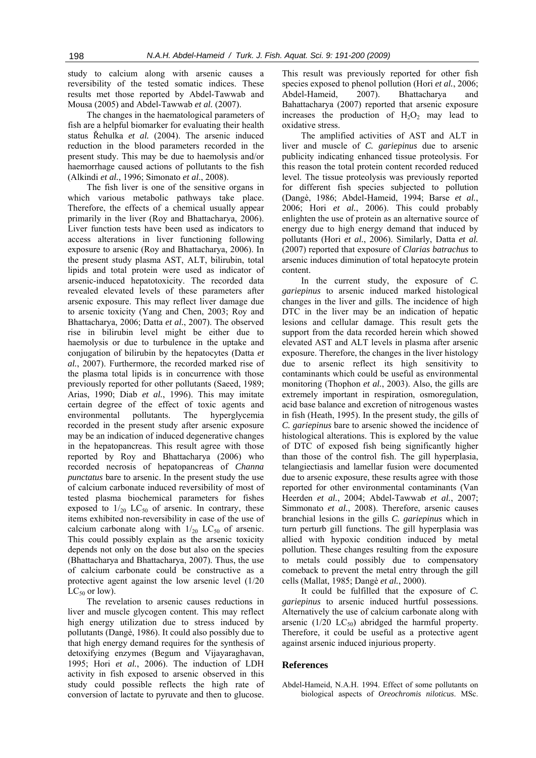study to calcium along with arsenic causes a reversibility of the tested somatic indices. These results met those reported by Abdel-Tawwab and Mousa (2005) and Abdel-Tawwab *et al.* (2007).

The changes in the haematological parameters of fish are a helpful biomarker for evaluating their health status Řehulka *et al.* (2004). The arsenic induced reduction in the blood parameters recorded in the present study. This may be due to haemolysis and/or haemorrhage caused actions of pollutants to the fish (Alkindi *et al.*, 1996; Simonato *et al.*, 2008).

The fish liver is one of the sensitive organs in which various metabolic pathways take place. Therefore, the effects of a chemical usually appear primarily in the liver (Roy and Bhattacharya, 2006). Liver function tests have been used as indicators to access alterations in liver functioning following exposure to arsenic (Roy and Bhattacharya, 2006). In the present study plasma AST, ALT, bilirubin, total lipids and total protein were used as indicator of arsenic-induced hepatotoxicity. The recorded data revealed elevated levels of these parameters after arsenic exposure. This may reflect liver damage due to arsenic toxicity (Yang and Chen, 2003; Roy and Bhattacharya, 2006; Datta *et al.*, 2007). The observed rise in bilirubin level might be either due to haemolysis or due to turbulence in the uptake and conjugation of bilirubin by the hepatocytes (Datta *et al.*, 2007). Furthermore, the recorded marked rise of the plasma total lipids is in concurrence with those previously reported for other pollutants (Saeed, 1989; Arias, 1990; Diab *et al.*, 1996). This may imitate certain degree of the effect of toxic agents and environmental pollutants. The hyperglycemia recorded in the present study after arsenic exposure may be an indication of induced degenerative changes in the hepatopancreas. This result agree with those reported by Roy and Bhattacharya (2006) who recorded necrosis of hepatopancreas of *Channa punctatus* bare to arsenic. In the present study the use of calcium carbonate induced reversibility of most of tested plasma biochemical parameters for fishes exposed to $1/_{20}$ $LC_{50}$ of arsenic. In contrary, these items exhibited non-reversibility in case of the use of calcium carbonate along with $1/_{20}$ $LC_{50}$ of arsenic. This could possibly explain as the arsenic toxicity depends not only on the dose but also on the species (Bhattacharya and Bhattacharya, 2007). Thus, the use of calcium carbonate could be constructive as a protective agent against the low arsenic level (1/20 $LC_{50}$ or low).

The revelation to arsenic causes reductions in liver and muscle glycogen content. This may reflect high energy utilization due to stress induced by pollutants (Dangè, 1986). It could also possibly due to that high energy demand requires for the synthesis of detoxifying enzymes (Begum and Vijayaraghavan, 1995; Hori *et al.*, 2006). The induction of LDH activity in fish exposed to arsenic observed in this study could possible reflects the high rate of conversion of lactate to pyruvate and then to glucose. This result was previously reported for other fish species exposed to phenol pollution (Hori *et al.*, 2006; Abdel-Hameid, 2007). Bhattacharya and Bahattacharya (2007) reported that arsenic exposure increases the production of $H_2O_2$ may lead to oxidative stress.

The amplified activities of AST and ALT in liver and muscle of *C. gariepinus* due to arsenic publicity indicating enhanced tissue proteolysis. For this reason the total protein content recorded reduced level. The tissue proteolysis was previously reported for different fish species subjected to pollution (Dangè, 1986; Abdel-Hameid, 1994; Barse *et al.*, 2006; Hori *et al.*, 2006). This could probably enlighten the use of protein as an alternative source of energy due to high energy demand that induced by pollutants (Hori *et al.*, 2006). Similarly, Datta *et al.* (2007) reported that exposure of *Clarias batrachus* to arsenic induces diminution of total hepatocyte protein content.

In the current study, the exposure of *C. gariepinus* to arsenic induced marked histological changes in the liver and gills. The incidence of high DTC in the liver may be an indication of hepatic lesions and cellular damage. This result gets the support from the data recorded herein which showed elevated AST and ALT levels in plasma after arsenic exposure. Therefore, the changes in the liver histology due to arsenic reflect its high sensitivity to contaminants which could be useful as environmental monitoring (Thophon *et al.*, 2003). Also, the gills are extremely important in respiration, osmoregulation, acid base balance and excretion of nitrogenous wastes in fish (Heath, 1995). In the present study, the gills of *C. gariepinus* bare to arsenic showed the incidence of histological alterations. This is explored by the value of DTC of exposed fish being significantly higher than those of the control fish. The gill hyperplasia, telangiectiasis and lamellar fusion were documented due to arsenic exposure, these results agree with those reported for other environmental contaminants (Van Heerden *et al.*, 2004; Abdel-Tawwab *et al.*, 2007; Simmonato *et al.*, 2008). Therefore, arsenic causes branchial lesions in the gills *C. gariepinus* which in turn perturb gill functions. The gill hyperplasia was allied with hypoxic condition induced by metal pollution. These changes resulting from the exposure to metals could possibly due to compensatory comeback to prevent the metal entry through the gill cells (Mallat, 1985; Dangè *et al.*, 2000).

It could be fulfilled that the exposure of *C. gariepinus* to arsenic induced hurtful possessions. Alternatively the use of calcium carbonate along with arsenic (1/20 $LC_{50}$) abridged the harmful property. Therefore, it could be useful as a protective agent against arsenic induced injurious property.

## References

Abdel-Hameid, N.A.H. 1994. Effect of some pollutants on biological aspects of *Oreochromis niloticus*. MSc.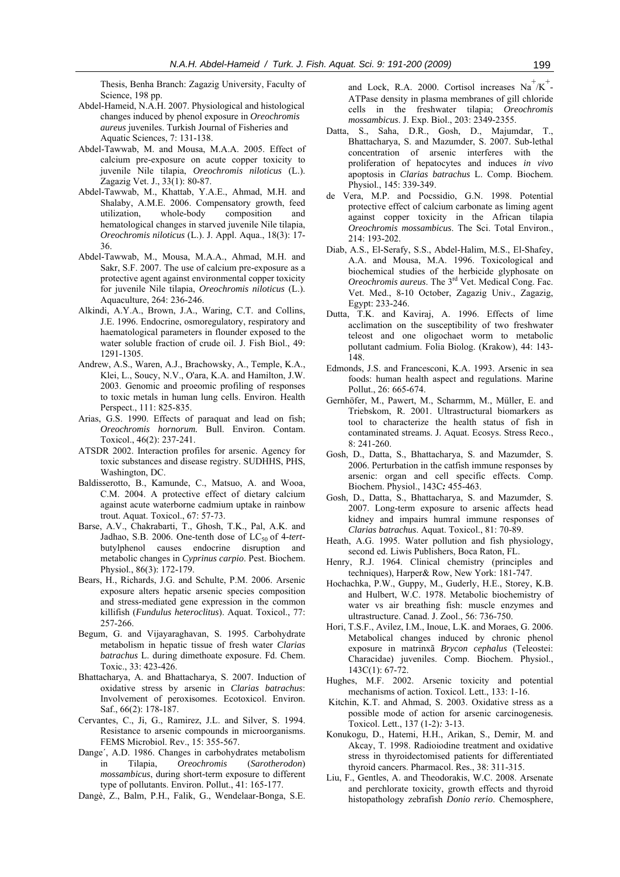Thesis, Benha Branch: Zagazig University, Faculty of Science, 198 pp.

Abdel-Hameid, N.A.H. 2007. Physiological and histological changes induced by phenol exposure in *Oreochromis aureus* juveniles. Turkish Journal of Fisheries and Aquatic Sciences, 7: 131-138.

Abdel-Tawwab, M. and Mousa, M.A.A. 2005. Effect of calcium pre-exposure on acute copper toxicity to juvenile Nile tilapia, *Oreochromis niloticus* (L.). Zagazig Vet. J., 33(1): 80-87.

Abdel-Tawwab, M., Khattab, Y.A.E., Ahmad, M.H. and Shalaby, A.M.E. 2006. Compensatory growth, feed utilization, whole-body composition and hematological changes in starved juvenile Nile tilapia, *Oreochromis niloticus* (L.). J. Appl. Aqua., 18(3): 17-36.

Abdel-Tawwab, M., Mousa, M.A.A., Ahmad, M.H. and Sakr, S.F. 2007. The use of calcium pre-exposure as a protective agent against environmental copper toxicity for juvenile Nile tilapia, *Oreochromis niloticus* (L.). Aquaculture, 264: 236-246.

Alkindi, A.Y.A., Brown, J.A., Waring, C.T. and Collins, J.E. 1996. Endocrine, osmoregulatory, respiratory and haematological parameters in flounder exposed to the water soluble fraction of crude oil. J. Fish Biol., 49: 1291-1305.

Andrew, A.S., Waren, A.J., Brachowsky, A., Temple, K.A., Klei, L., Soucy, N.V., O'ara, K.A. and Hamilton, J.W. 2003. Genomic and proeomic profiling of responses to toxic metals in human lung cells. Environ. Health Perspect., 111: 825-835.

Arias, G.S. 1990. Effects of paraquat and lead on fish; *Oreochromis hornorum.* Bull. Environ. Contam. Toxicol., 46(2): 237-241.

ATSDR 2002. Interaction profiles for arsenic. Agency for toxic substances and disease registry. SUDHHS, PHS, Washington, DC.

Baldisserotto, B., Kamunde, C., Matsuo, A. and Wooa, C.M. 2004. A protective effect of dietary calcium against acute waterborne cadmium uptake in rainbow trout. Aquat. Toxicol., 67: 57-73.

Barse, A.V., Chakrabarti, T., Ghosh, T.K., Pal, A.K. and Jadhao, S.B. 2006. One-tenth dose of $LC_{50}$ of 4-*tert*-butylphenol causes endocrine disruption and metabolic changes in *Cyprinus carpio*. Pest. Biochem. Physiol., 86(3): 172-179.

Bears, H., Richards, J.G. and Schulte, P.M. 2006. Arsenic exposure alters hepatic arsenic species composition and stress-mediated gene expression in the common killifish (*Fundulus heteroclitus*). Aquat. Toxicol., 77: 257-266.

Begum, G. and Vijayaraghavan, S. 1995. Carbohydrate metabolism in hepatic tissue of fresh water *Clarias batrachus* L. during dimethoate exposure. Fd. Chem. Toxic., 33: 423-426.

Bhattacharya, A. and Bhattacharya, S. 2007. Induction of oxidative stress by arsenic in *Clarias batrachus*: Involvement of peroxisomes. Ecotoxicol. Environ. Saf., 66(2): 178-187.

Cervantes, C., Ji, G., Ramirez, J.L. and Silver, S. 1994. Resistance to arsenic compounds in microorganisms. FEMS Microbiol. Rev., 15: 355-567.

Dange´, A.D. 1986. Changes in carbohydrates metabolism in Tilapia, *Oreochromis* (*Sarotherodon*) *mossambicus*, during short-term exposure to different type of pollutants. Environ. Pollut., 41: 165-177.

Dangè, Z., Balm, P.H., Falik, G., Wendelaar-Bonga, S.E. and Lock, R.A. 2000. Cortisol increases $Na^+/K^+$-ATPase density in plasma membranes of gill chloride cells in the freshwater tilapia; *Oreochromis mossambicus*. J. Exp. Biol., 203: 2349-2355.

Datta, S., Saha, D.R., Gosh, D., Majumdar, T., Bhattacharya, S. and Mazumder, S. 2007. Sub-lethal concentration of arsenic interferes with the proliferation of hepatocytes and induces *in vivo* apoptosis in *Clarias batrachus* L. Comp. Biochem. Physiol., 145: 339-349.

de Vera, M.P. and Pocssidio, G.N. 1998. Potential protective effect of calcium carbonate as liming agent against copper toxicity in the African tilapia *Oreochromis mossambicus*. The Sci. Total Environ., 214: 193-202.

Diab, A.S., El-Serafy, S.S., Abdel-Halim, M.S., El-Shafey, A.A. and Mousa, M.A. 1996. Toxicological and biochemical studies of the herbicide glyphosate on *Oreochromis aureus*. The 3[rd] Vet. Medical Cong. Fac. Vet. Med., 8-10 October, Zagazig Univ., Zagazig, Egypt: 233-246.

Dutta, T.K. and Kaviraj, A. 1996. Effects of lime acclimation on the susceptibility of two freshwater teleost and one oligochaet worm to metabolic pollutant cadmium. Folia Biolog. (Krakow), 44: 143-148.

Edmonds, J.S. and Francesconi, K.A. 1993. Arsenic in sea foods: human health aspect and regulations. Marine Pollut., 26: 665-674.

Gernhöfer, M., Pawert, M., Scharmm, M., Müller, E. and Triebskom, R. 2001. Ultrastructural biomarkers as tool to characterize the health status of fish in contaminated streams. J. Aquat. Ecosys. Stress Reco., 8: 241-260.

Gosh, D., Datta, S., Bhattacharya, S. and Mazumder, S. 2006. Perturbation in the catfish immune responses by arsenic: organ and cell specific effects. Comp. Biochem. Physiol., 143C*:* 455-463.

Gosh, D., Datta, S., Bhattacharya, S. and Mazumder, S. 2007. Long-term exposure to arsenic affects head kidney and impairs humral immune responses of *Clarias batrachus*. Aquat. Toxicol., 81: 70-89.

Heath, A.G. 1995. Water pollution and fish physiology, second ed. Liwis Publishers, Boca Raton, FL.

Henry, R.J. 1964. Clinical chemistry (principles and techniques), Harper& Row, New York: 181-747.

Hochachka, P.W., Guppy, M., Guderly, H.E., Storey, K.B. and Hulbert, W.C. 1978. Metabolic biochemistry of water vs air breathing fish: muscle enzymes and ultrastructure. Canad. J. Zool., 56: 736-750.

Hori, T.S.F., Avilez, I.M., Inoue, L.K. and Moraes, G. 2006. Metabolical changes induced by chronic phenol exposure in matrinxã *Brycon cephalus* (Teleostei: Characidae) juveniles. Comp. Biochem. Physiol., 143C(1): 67-72.

Hughes, M.F. 2002. Arsenic toxicity and potential mechanisms of action. Toxicol. Lett., 133: 1-16.

Kitchin, K.T. and Ahmad, S. 2003. Oxidative stress as a possible mode of action for arsenic carcinogenesis*.* Toxicol. Lett., 137 (1-2)*:* 3-13.

Konukogu, D., Hatemi, H.H., Arikan, S., Demir, M. and Akcay, T. 1998. Radioiodine treatment and oxidative stress in thyroidectomised patients for differentiated thyroid cancers. Pharmacol. Res., 38: 311-315.

Liu, F., Gentles, A. and Theodorakis, W.C. 2008. Arsenate and perchlorate toxicity, growth effects and thyroid histopathology zebrafish *Donio rerio*. Chemosphere,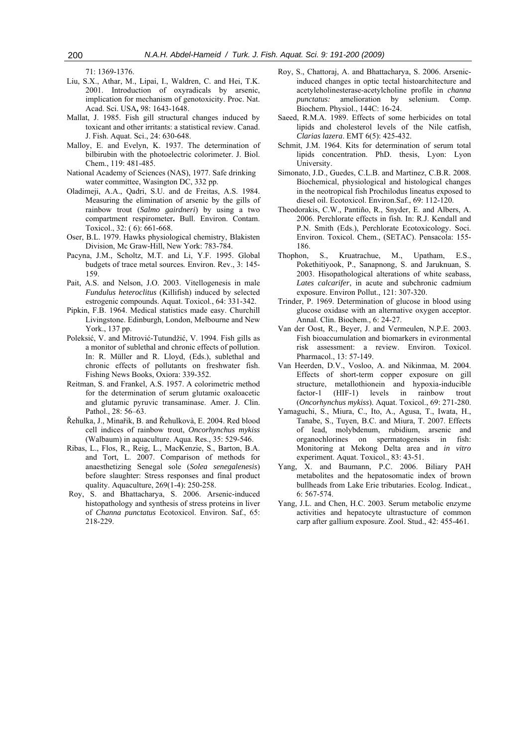71: 1369-1376.

Liu, S.X., Athar, M., Lipai, I., Waldren, C. and Hei, T.K. 2001. Introduction of oxyradicals by arsenic, implication for mechanism of genotoxicity. Proc. Nat. Acad. Sci. USA**,** 98: 1643-1648.

Mallat, J. 1985. Fish gill structural changes induced by toxicant and other irritants: a statistical review. Canad. J. Fish. Aquat. Sci., 24: 630-648.

Malloy, E. and Evelyn, K. 1937. The determination of bilbirubin with the photoelectric colorimeter. J. Biol. Chem., 119: 481-485.

National Academy of Sciences (NAS), 1977. Safe drinking water committee, Wasington DC, 332 pp.

Oladimeji, A.A., Qadri, S.U. and de Freitas, A.S. 1984. Measuring the elimination of arsenic by the gills of rainbow trout (*Salmo gairdneri*) by using a two compartment respirometer**.** Bull. Environ. Contam. Toxicol., 32: ( 6): 661-668.

Oser, B.L. 1979. Hawks physiological chemistry, Blakisten Division, Mc Graw-Hill, New York: 783-784.

Pacyna, J.M., Scholtz, M.T. and Li, Y.F. 1995. Global budgets of trace metal sources*.* Environ. Rev., 3: 145-159.

Pait, A.S. and Nelson, J.O. 2003. Vitellogenesis in male *Fundulus heteroclitus* (Killifish) induced by selected estrogenic compounds. Aquat. Toxicol., 64: 331-342.

Pipkin, F.B. 1964. Medical statistics made easy. Churchill Livingstone. Edinburgh, London, Melbourne and New York., 137 pp.

Poleksić, V. and Mitrović-Tutundžić, V. 1994. Fish gills as a monitor of sublethal and chronic effects of pollution. In: R. Müller and R. Lloyd, (Eds.), sublethal and chronic effects of pollutants on freshwater fish. Fishing News Books, Oxiora: 339-352.

Reitman, S. and Frankel, A.S. 1957. A colorimetric method for the determination of serum glutamic oxaloacetic and glutamic pyruvic transaminase. Amer. J. Clin. Pathol., 28: 56–63.

Řehulka, J., Minařik, B. and Řehulkovà, E. 2004. Red blood cell indices of rainbow trout, *Oncorhynchus mykiss* (Walbaum) in aquaculture. Aqua. Res., 35: 529-546.

Ribas, L., Flos, R., Reig, L., MacKenzie, S., Barton, B.A. and Tort, L. 2007. Comparison of methods for anaesthetizing Senegal sole (*Solea senegalenesis*) before slaughter: Stress responses and final product quality. Aquaculture, 269(1-4): 250-258.

Roy, S. and Bhattacharya, S. 2006. Arsenic-induced histopathology and synthesis of stress proteins in liver of *Channa punctatus* Ecotoxicol. Environ. Saf., 65: 218-229.

Roy, S., Chattoraj, A. and Bhattacharya, S. 2006. Arsenic-induced changes in optic tectal histoarchitecture and acetyleholinesterase-acetylcholine profile in *channa punctatus:* amelioration by selenium. Comp. Biochem. Physiol., 144C: 16-24.

Saeed, R.M.A. 1989. Effects of some herbicides on total lipids and cholesterol levels of the Nile catfish, *Clarias lazera*. EMT 6(5): 425-432.

Schmit, J.M. 1964. Kits for determination of serum total lipids concentration. PhD. thesis, Lyon: Lyon University.

Simonato, J.D., Guedes, C.L.B. and Martinez, C.B.R. 2008. Biochemical, physiological and histological changes in the neotropical fish Prochilodus lineatus exposed to diesel oil. Ecotoxicol. Environ.Saf., 69: 112-120.

Theodorakis, C.W., Pantiño, R., Snyder, E. and Albers, A. 2006. Perchlorate effects in fish. In: R.J. Kendall and P.N. Smith (Eds.), Perchlorate Ecotoxicology. Soci. Environ. Toxicol. Chem., (SETAC). Pensacola: 155-186.

Thophon, S., Kruatrachue, M., Upatham, E.S., Pokethitiyook, P., Sanapnong, S. and Jaruknuan, S. 2003. Hisopathological alterations of white seabass, *Lates calcarifer*, in acute and subchronic cadmium exposure. Environ Pollut., 121: 307-320.

Trinder, P. 1969. Determination of glucose in blood using glucose oxidase with an alternative oxygen acceptor. Annal. Clin. Biochem., 6: 24-27.

Van der Oost, R., Beyer, J. and Vermeulen, N.P.E. 2003. Fish bioaccumulation and biomarkers in evironmental risk assessment: a review. Environ. Toxicol. Pharmacol., 13: 57-149.

Van Heerden, D.V., Vosloo, A. and Nikinmaa, M. 2004. Effects of short-term copper exposure on gill structure, metallothionein and hypoxia-inducible factor-1 (HIF-1) levels in rainbow trout (*Oncorhynchus mykiss*). Aquat. Toxicol., 69: 271-280.

Yamaguchi, S., Miura, C., Ito, A., Agusa, T., Iwata, H., Tanabe, S., Tuyen, B.C. and Miura, T. 2007. Effects of lead, molybdenum, rubidium, arsenic and organochlorines on spermatogenesis in fish: Monitoring at Mekong Delta area and *in vitro* experiment. Aquat. Toxicol., 83: 43-51.

Yang, X. and Baumann, P.C. 2006. Biliary PAH metabolites and the hepatosomatic index of brown bullheads from Lake Erie tributaries. Ecolog. Indicat., 6: 567-574.

Yang, J.L. and Chen, H.C. 2003. Serum metabolic enzyme activities and hepatocyte ultrastucture of common carp after gallium exposure. Zool. Stud., 42: 455-461.